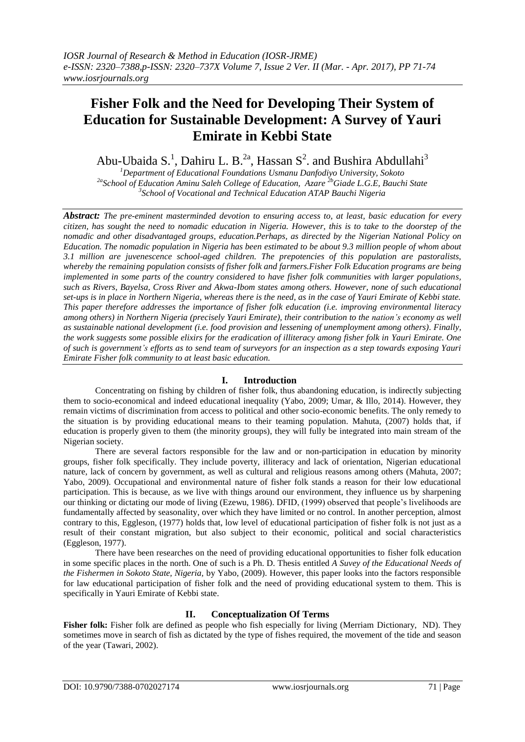# Fisher Folk and the Need for Developing Their System of Education for Sustainable Development: A Survey of Yauri Emirate in Kebbi State

Abu-Ubaida S.[1], Dahiru L. B.[2a], Hassan S[2]. and Bushira Abdullahi[3]

[1]Department of Educational Foundations Usmanu Danfodiyo University, Sokoto
[2a]School of Education Aminu Saleh College of Education, Azare [2b]Giade L.G.E, Bauchi State
[3]School of Vocational and Technical Education ATAP Bauchi Nigeria

***Abstract:*** *The pre-eminent masterminded devotion to ensuring access to, at least, basic education for every citizen, has sought the need to nomadic education in Nigeria. However, this is to take to the doorstep of the nomadic and other disadvantaged groups, education.Perhaps, as directed by the Nigerian National Policy on Education. The nomadic population in Nigeria has been estimated to be about 9.3 million people of whom about 3.1 million are juvenescence school-aged children. The prepotencies of this population are pastoralists, whereby the remaining population consists of fisher folk and farmers.Fisher Folk Education programs are being implemented in some parts of the country considered to have fisher folk communities with larger populations, such as Rivers, Bayelsa, Cross River and Akwa-Ibom states among others. However, none of such educational set-ups is in place in Northern Nigeria, whereas there is the need, as in the case of Yauri Emirate of Kebbi state. This paper therefore addresses the importance of fisher folk education (i.e. improving environmental literacy among others) in Northern Nigeria (precisely Yauri Emirate), their contribution to the nation's economy as well as sustainable national development (i.e. food provision and lessening of unemployment among others). Finally, the work suggests some possible elixirs for the eradication of illiteracy among fisher folk in Yauri Emirate. One of such is government's efforts as to send team of surveyors for an inspection as a step towards exposing Yauri Emirate Fisher folk community to at least basic education.*

## I. Introduction

Concentrating on fishing by children of fisher folk, thus abandoning education, is indirectly subjecting them to socio-economical and indeed educational inequality (Yabo, 2009; Umar, & Illo, 2014). However, they remain victims of discrimination from access to political and other socio-economic benefits. The only remedy to the situation is by providing educational means to their teaming population. Mahuta, (2007) holds that, if education is properly given to them (the minority groups), they will fully be integrated into main stream of the Nigerian society.

There are several factors responsible for the law and or non-participation in education by minority groups, fisher folk specifically. They include poverty, illiteracy and lack of orientation, Nigerian educational nature, lack of concern by government, as well as cultural and religious reasons among others (Mahuta, 2007; Yabo, 2009). Occupational and environmental nature of fisher folk stands a reason for their low educational participation. This is because, as we live with things around our environment, they influence us by sharpening our thinking or dictating our mode of living (Ezewu, 1986). DFID, (1999) observed that people's livelihoods are fundamentally affected by seasonality, over which they have limited or no control. In another perception, almost contrary to this, Eggleson, (1977) holds that, low level of educational participation of fisher folk is not just as a result of their constant migration, but also subject to their economic, political and social characteristics (Eggleson, 1977).

There have been researches on the need of providing educational opportunities to fisher folk education in some specific places in the north. One of such is a Ph. D. Thesis entitled *A Suvey of the Educational Needs of the Fishermen in Sokoto State, Nigeria*, by Yabo, (2009). However, this paper looks into the factors responsible for law educational participation of fisher folk and the need of providing educational system to them. This is specifically in Yauri Emirate of Kebbi state.

## II. Conceptualization Of Terms

**Fisher folk:** Fisher folk are defined as people who fish especially for living (Merriam Dictionary, ND). They sometimes move in search of fish as dictated by the type of fishes required, the movement of the tide and season of the year (Tawari, 2002).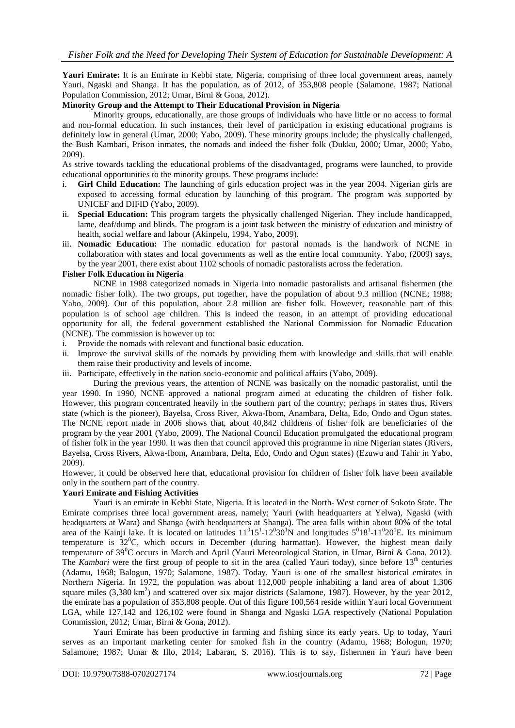**Yauri Emirate:** It is an Emirate in Kebbi state, Nigeria, comprising of three local government areas, namely Yauri, Ngaski and Shanga. It has the population, as of 2012, of 353,808 people (Salamone, 1987; National Population Commission, 2012; Umar, Birni & Gona, 2012).

**Minority Group and the Attempt to Their Educational Provision in Nigeria**

Minority groups, educationally, are those groups of individuals who have little or no access to formal and non-formal education. In such instances, their level of participation in existing educational programs is definitely low in general (Umar, 2000; Yabo, 2009). These minority groups include; the physically challenged, the Bush Kambari, Prison inmates, the nomads and indeed the fisher folk (Dukku, 2000; Umar, 2000; Yabo, 2009).

As strive towards tackling the educational problems of the disadvantaged, programs were launched, to provide educational opportunities to the minority groups. These programs include:

i. **Girl Child Education:** The launching of girls education project was in the year 2004. Nigerian girls are exposed to accessing formal education by launching of this program. The program was supported by UNICEF and DIFID (Yabo, 2009).
ii. **Special Education:** This program targets the physically challenged Nigerian. They include handicapped, lame, deaf/dump and blinds. The program is a joint task between the ministry of education and ministry of health, social welfare and labour (Akinpelu, 1994, Yabo, 2009).
iii. **Nomadic Education:** The nomadic education for pastoral nomads is the handwork of NCNE in collaboration with states and local governments as well as the entire local community. Yabo, (2009) says, by the year 2001, there exist about 1102 schools of nomadic pastoralists across the federation.

**Fisher Folk Education in Nigeria**

NCNE in 1988 categorized nomads in Nigeria into nomadic pastoralists and artisanal fishermen (the nomadic fisher folk). The two groups, put together, have the population of about 9.3 million (NCNE; 1988; Yabo, 2009). Out of this population, about 2.8 million are fisher folk. However, reasonable part of this population is of school age children. This is indeed the reason, in an attempt of providing educational opportunity for all, the federal government established the National Commission for Nomadic Education (NCNE). The commission is however up to:

i. Provide the nomads with relevant and functional basic education.
ii. Improve the survival skills of the nomads by providing them with knowledge and skills that will enable them raise their productivity and levels of income.
iii. Participate, effectively in the nation socio-economic and political affairs (Yabo, 2009).

During the previous years, the attention of NCNE was basically on the nomadic pastoralist, until the year 1990. In 1990, NCNE approved a national program aimed at educating the children of fisher folk. However, this program concentrated heavily in the southern part of the country; perhaps in states thus, Rivers state (which is the pioneer), Bayelsa, Cross River, Akwa-Ibom, Anambara, Delta, Edo, Ondo and Ogun states. The NCNE report made in 2006 shows that, about 40,842 childrens of fisher folk are beneficiaries of the program by the year 2001 (Yabo, 2009). The National Council Education promulgated the educational program of fisher folk in the year 1990. It was then that council approved this programme in nine Nigerian states (Rivers, Bayelsa, Cross Rivers, Akwa-Ibom, Anambara, Delta, Edo, Ondo and Ogun states) (Ezuwu and Tahir in Yabo, 2009).

However, it could be observed here that, educational provision for children of fisher folk have been available only in the southern part of the country.

**Yauri Emirate and Fishing Activities**

Yauri is an emirate in Kebbi State, Nigeria. It is located in the North- West corner of Sokoto State. The Emirate comprises three local government areas, namely; Yauri (with headquarters at Yelwa), Ngaski (with headquarters at Wara) and Shanga (with headquarters at Shanga). The area falls within about 80% of the total area of the Kainji lake. It is located on latitudes $11^0 15^1$-$12^0 30^1$N and longitudes $5^0 18^1$-$11^0 20^1$E. Its minimum temperature is $32^0$C, which occurs in December (during harmattan). However, the highest mean daily temperature of $39^0$C occurs in March and April (Yauri Meteorological Station, in Umar, Birni & Gona, 2012). The *Kambari* were the first group of people to sit in the area (called Yauri today), since before 13th centuries (Adamu, 1968; Balogun, 1970; Salamone, 1987). Today, Yauri is one of the smallest historical emirates in Northern Nigeria. In 1972, the population was about 112,000 people inhabiting a land area of about 1,306 square miles (3,380 km$^2$) and scattered over six major districts (Salamone, 1987). However, by the year 2012, the emirate has a population of 353,808 people. Out of this figure 100,564 reside within Yauri local Government LGA, while 127,142 and 126,102 were found in Shanga and Ngaski LGA respectively (National Population Commission, 2012; Umar, Birni & Gona, 2012).

Yauri Emirate has been productive in farming and fishing since its early years. Up to today, Yauri serves as an important marketing center for smoked fish in the country (Adamu, 1968; Bologun, 1970; Salamone; 1987; Umar & Illo, 2014; Labaran, S. 2016). This is to say, fishermen in Yauri have been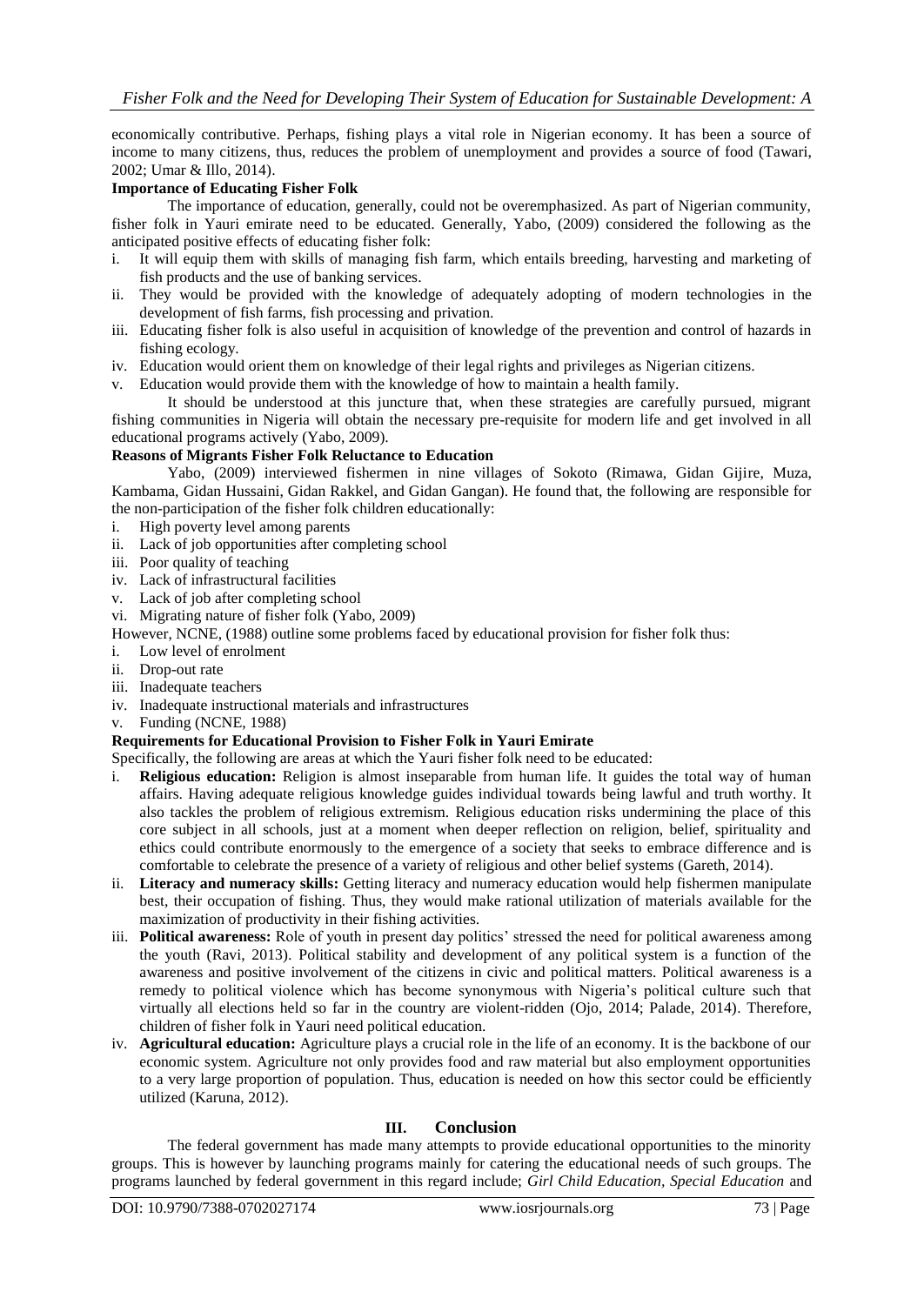economically contributive. Perhaps, fishing plays a vital role in Nigerian economy. It has been a source of income to many citizens, thus, reduces the problem of unemployment and provides a source of food (Tawari, 2002; Umar & Illo, 2014).

**Importance of Educating Fisher Folk**

The importance of education, generally, could not be overemphasized. As part of Nigerian community, fisher folk in Yauri emirate need to be educated. Generally, Yabo, (2009) considered the following as the anticipated positive effects of educating fisher folk:

i. It will equip them with skills of managing fish farm, which entails breeding, harvesting and marketing of fish products and the use of banking services.
ii. They would be provided with the knowledge of adequately adopting of modern technologies in the development of fish farms, fish processing and privation.
iii. Educating fisher folk is also useful in acquisition of knowledge of the prevention and control of hazards in fishing ecology.
iv. Education would orient them on knowledge of their legal rights and privileges as Nigerian citizens.
v. Education would provide them with the knowledge of how to maintain a health family.

It should be understood at this juncture that, when these strategies are carefully pursued, migrant fishing communities in Nigeria will obtain the necessary pre-requisite for modern life and get involved in all educational programs actively (Yabo, 2009).

**Reasons of Migrants Fisher Folk Reluctance to Education**

Yabo, (2009) interviewed fishermen in nine villages of Sokoto (Rimawa, Gidan Gijire, Muza, Kambama, Gidan Hussaini, Gidan Rakkel, and Gidan Gangan). He found that, the following are responsible for the non-participation of the fisher folk children educationally:

i. High poverty level among parents
ii. Lack of job opportunities after completing school
iii. Poor quality of teaching
iv. Lack of infrastructural facilities
v. Lack of job after completing school
vi. Migrating nature of fisher folk (Yabo, 2009)

However, NCNE, (1988) outline some problems faced by educational provision for fisher folk thus:

i. Low level of enrolment
ii. Drop-out rate
iii. Inadequate teachers
iv. Inadequate instructional materials and infrastructures
v. Funding (NCNE, 1988)

**Requirements for Educational Provision to Fisher Folk in Yauri Emirate**

Specifically, the following are areas at which the Yauri fisher folk need to be educated:

i. **Religious education:** Religion is almost inseparable from human life. It guides the total way of human affairs. Having adequate religious knowledge guides individual towards being lawful and truth worthy. It also tackles the problem of religious extremism. Religious education risks undermining the place of this core subject in all schools, just at a moment when deeper reflection on religion, belief, spirituality and ethics could contribute enormously to the emergence of a society that seeks to embrace difference and is comfortable to celebrate the presence of a variety of religious and other belief systems (Gareth, 2014).
ii. **Literacy and numeracy skills:** Getting literacy and numeracy education would help fishermen manipulate best, their occupation of fishing. Thus, they would make rational utilization of materials available for the maximization of productivity in their fishing activities.
iii. **Political awareness:** Role of youth in present day politics' stressed the need for political awareness among the youth (Ravi, 2013). Political stability and development of any political system is a function of the awareness and positive involvement of the citizens in civic and political matters. Political awareness is a remedy to political violence which has become synonymous with Nigeria's political culture such that virtually all elections held so far in the country are violent-ridden (Ojo, 2014; Palade, 2014). Therefore, children of fisher folk in Yauri need political education.
iv. **Agricultural education:** Agriculture plays a crucial role in the life of an economy. It is the backbone of our economic system. Agriculture not only provides food and raw material but also employment opportunities to a very large proportion of population. Thus, education is needed on how this sector could be efficiently utilized (Karuna, 2012).

## III. Conclusion

The federal government has made many attempts to provide educational opportunities to the minority groups. This is however by launching programs mainly for catering the educational needs of such groups. The programs launched by federal government in this regard include; *Girl Child Education*, *Special Education* and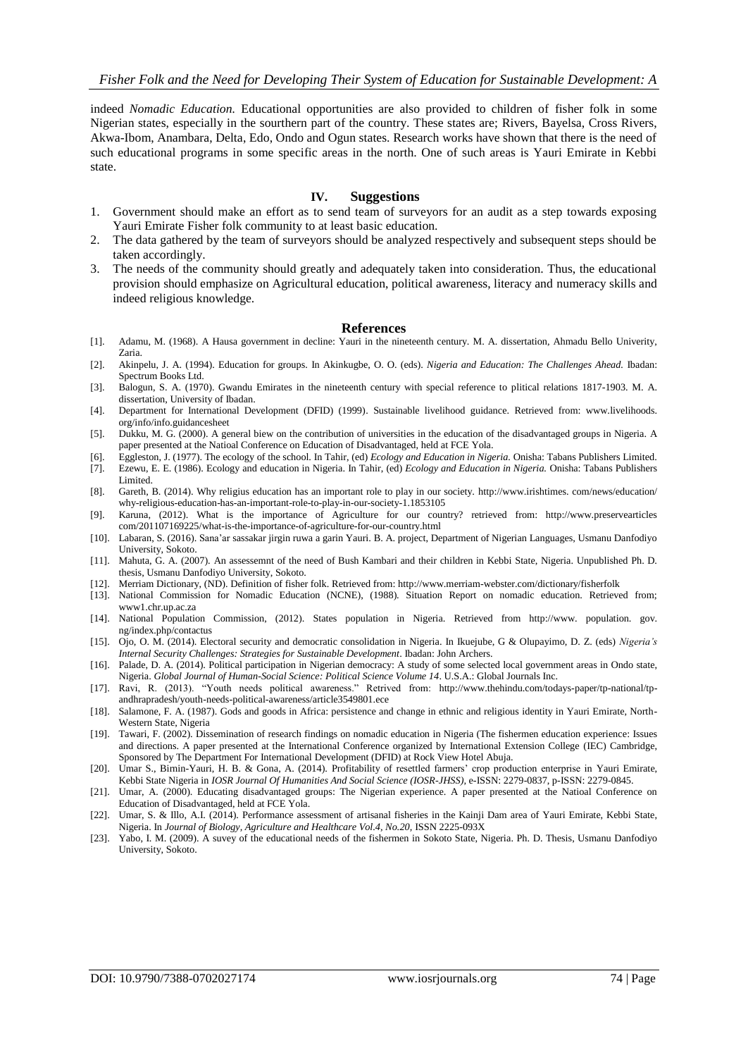indeed *Nomadic Education.* Educational opportunities are also provided to children of fisher folk in some Nigerian states, especially in the sourthern part of the country. These states are; Rivers, Bayelsa, Cross Rivers, Akwa-Ibom, Anambara, Delta, Edo, Ondo and Ogun states. Research works have shown that there is the need of such educational programs in some specific areas in the north. One of such areas is Yauri Emirate in Kebbi state.

## IV. Suggestions

1. Government should make an effort as to send team of surveyors for an audit as a step towards exposing Yauri Emirate Fisher folk community to at least basic education.
2. The data gathered by the team of surveyors should be analyzed respectively and subsequent steps should be taken accordingly.
3. The needs of the community should greatly and adequately taken into consideration. Thus, the educational provision should emphasize on Agricultural education, political awareness, literacy and numeracy skills and indeed religious knowledge.

## References

[1]. Adamu, M. (1968). A Hausa government in decline: Yauri in the nineteenth century. M. A. dissertation, Ahmadu Bello Univerity, Zaria.

[2]. Akinpelu, J. A. (1994). Education for groups. In Akinkugbe, O. O. (eds). *Nigeria and Education: The Challenges Ahead.* Ibadan: Spectrum Books Ltd.

[3]. Balogun, S. A. (1970). Gwandu Emirates in the nineteenth century with special reference to plitical relations 1817-1903. M. A. dissertation, University of Ibadan.

[4]. Department for International Development (DFID) (1999). Sustainable livelihood guidance. Retrieved from: www.livelihoods. org/info/info.guidancesheet

[5]. Dukku, M. G. (2000). A general biew on the contribution of universities in the education of the disadvantaged groups in Nigeria. A paper presented at the Natioal Conference on Education of Disadvantaged, held at FCE Yola.

[6]. Eggleston, J. (1977). The ecology of the school. In Tahir, (ed) *Ecology and Education in Nigeria.* Onisha: Tabans Publishers Limited.

[7]. Ezewu, E. E. (1986). Ecology and education in Nigeria. In Tahir, (ed) *Ecology and Education in Nigeria.* Onisha: Tabans Publishers Limited.

[8]. Gareth, B. (2014). Why religius education has an important role to play in our society. http://www.irishtimes. com/news/education/ why-religious-education-has-an-important-role-to-play-in-our-society-1.1853105

[9]. Karuna, (2012). What is the importance of Agriculture for our country? retrieved from: http://www.preservearticles com/201107169225/what-is-the-importance-of-agriculture-for-our-country.html

[10]. Labaran, S. (2016). Sana'ar sassakar jirgin ruwa a garin Yauri. B. A. project, Department of Nigerian Languages, Usmanu Danfodiyo University, Sokoto.

[11]. Mahuta, G. A. (2007). An assessemnt of the need of Bush Kambari and their children in Kebbi State, Nigeria. Unpublished Ph. D. thesis, Usmanu Danfodiyo University, Sokoto.

[12]. Merriam Dictionary, (ND). Definition of fisher folk. Retrieved from: http://www.merriam-webster.com/dictionary/fisherfolk

[13]. National Commission for Nomadic Education (NCNE), (1988). Situation Report on nomadic education. Retrieved from; www1.chr.up.ac.za

[14]. National Population Commission, (2012). States population in Nigeria. Retrieved from http://www. population. gov. ng/index.php/contactus

[15]. Ojo, O. M. (2014). Electoral security and democratic consolidation in Nigeria. In Ikuejube, G & Olupayimo, D. Z. (eds) *Nigeria's Internal Security Challenges: Strategies for Sustainable Development*. Ibadan: John Archers.

[16]. Palade, D. A. (2014). Political participation in Nigerian democracy: A study of some selected local government areas in Ondo state, Nigeria. *Global Journal of Human-Social Science: Political Science Volume 14*. U.S.A.: Global Journals Inc.

[17]. Ravi, R. (2013). "Youth needs political awareness." Retrived from: http://www.thehindu.com/todays-paper/tp-national/tp-andhrapradesh/youth-needs-political-awareness/article3549801.ece

[18]. Salamone, F. A. (1987). Gods and goods in Africa: persistence and change in ethnic and religious identity in Yauri Emirate, North-Western State, Nigeria

[19]. Tawari, F. (2002). Dissemination of research findings on nomadic education in Nigeria (The fishermen education experience: Issues and directions. A paper presented at the International Conference organized by International Extension College (IEC) Cambridge, Sponsored by The Department For International Development (DFID) at Rock View Hotel Abuja.

[20]. Umar S., Birnin-Yauri, H. B. & Gona, A. (2014). Profitability of resettled farmers' crop production enterprise in Yauri Emirate, Kebbi State Nigeria in *IOSR Journal Of Humanities And Social Science (IOSR-JHSS)*, e-ISSN: 2279-0837, p-ISSN: 2279-0845.

[21]. Umar, A. (2000). Educating disadvantaged groups: The Nigerian experience. A paper presented at the Natioal Conference on Education of Disadvantaged, held at FCE Yola.

[22]. Umar, S. & Illo, A.I. (2014). Performance assessment of artisanal fisheries in the Kainji Dam area of Yauri Emirate, Kebbi State, Nigeria. In *Journal of Biology, Agriculture and Healthcare Vol.4, No.20,* ISSN 2225-093X

[23]. Yabo, I. M. (2009). A suvey of the educational needs of the fishermen in Sokoto State, Nigeria. Ph. D. Thesis, Usmanu Danfodiyo University, Sokoto.